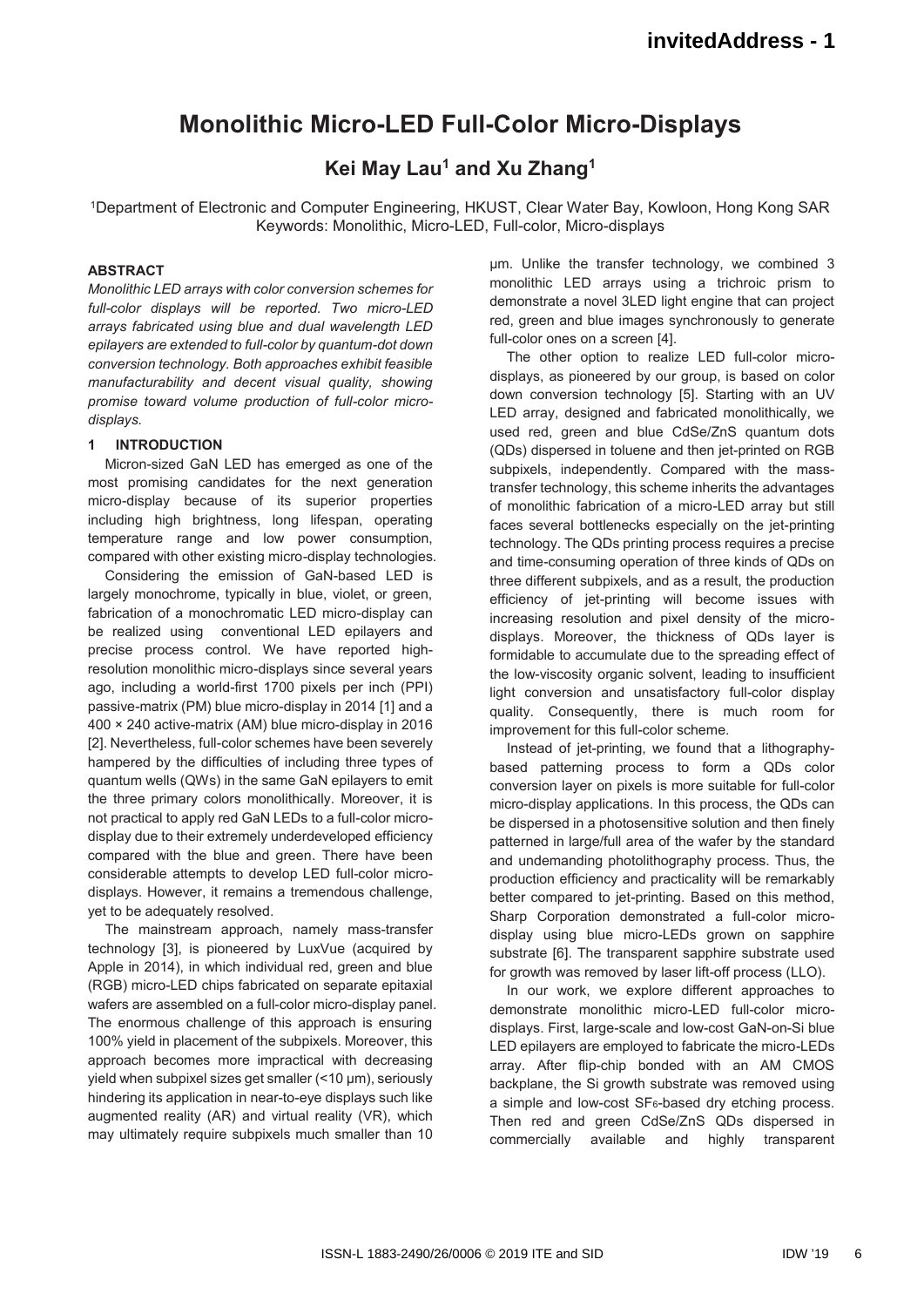# Monolithic Micro-LED Full-Color Micro-Displays

## Kei May Lau[1] and Xu Zhang[1]

[1]Department of Electronic and Computer Engineering, HKUST, Clear Water Bay, Kowloon, Hong Kong SAR

Keywords: Monolithic, Micro-LED, Full-color, Micro-displays

### ABSTRACT

*Monolithic LED arrays with color conversion schemes for full-color displays will be reported. Two micro-LED arrays fabricated using blue and dual wavelength LED epilayers are extended to full-color by quantum-dot down conversion technology. Both approaches exhibit feasible manufacturability and decent visual quality, showing promise toward volume production of full-color micro-displays.*

### 1 INTRODUCTION

Micron-sized GaN LED has emerged as one of the most promising candidates for the next generation micro-display because of its superior properties including high brightness, long lifespan, operating temperature range and low power consumption, compared with other existing micro-display technologies.

Considering the emission of GaN-based LED is largely monochrome, typically in blue, violet, or green, fabrication of a monochromatic LED micro-display can be realized using conventional LED epilayers and precise process control. We have reported high-resolution monolithic micro-displays since several years ago, including a world-first 1700 pixels per inch (PPI) passive-matrix (PM) blue micro-display in 2014 [1] and a 400 × 240 active-matrix (AM) blue micro-display in 2016 [2]. Nevertheless, full-color schemes have been severely hampered by the difficulties of including three types of quantum wells (QWs) in the same GaN epilayers to emit the three primary colors monolithically. Moreover, it is not practical to apply red GaN LEDs to a full-color micro-display due to their extremely underdeveloped efficiency compared with the blue and green. There have been considerable attempts to develop LED full-color micro-displays. However, it remains a tremendous challenge, yet to be adequately resolved.

The mainstream approach, namely mass-transfer technology [3], is pioneered by LuxVue (acquired by Apple in 2014), in which individual red, green and blue (RGB) micro-LED chips fabricated on separate epitaxial wafers are assembled on a full-color micro-display panel. The enormous challenge of this approach is ensuring 100% yield in placement of the subpixels. Moreover, this approach becomes more impractical with decreasing yield when subpixel sizes get smaller (<10 μm), seriously hindering its application in near-to-eye displays such like augmented reality (AR) and virtual reality (VR), which may ultimately require subpixels much smaller than 10 μm. Unlike the transfer technology, we combined 3 monolithic LED arrays using a trichroic prism to demonstrate a novel 3LED light engine that can project red, green and blue images synchronously to generate full-color ones on a screen [4].

The other option to realize LED full-color micro-displays, as pioneered by our group, is based on color down conversion technology [5]. Starting with an UV LED array, designed and fabricated monolithically, we used red, green and blue CdSe/ZnS quantum dots (QDs) dispersed in toluene and then jet-printed on RGB subpixels, independently. Compared with the mass-transfer technology, this scheme inherits the advantages of monolithic fabrication of a micro-LED array but still faces several bottlenecks especially on the jet-printing technology. The QDs printing process requires a precise and time-consuming operation of three kinds of QDs on three different subpixels, and as a result, the production efficiency of jet-printing will become issues with increasing resolution and pixel density of the micro-displays. Moreover, the thickness of QDs layer is formidable to accumulate due to the spreading effect of the low-viscosity organic solvent, leading to insufficient light conversion and unsatisfactory full-color display quality. Consequently, there is much room for improvement for this full-color scheme.

Instead of jet-printing, we found that a lithography-based patterning process to form a QDs color conversion layer on pixels is more suitable for full-color micro-display applications. In this process, the QDs can be dispersed in a photosensitive solution and then finely patterned in large/full area of the wafer by the standard and undemanding photolithography process. Thus, the production efficiency and practicality will be remarkably better compared to jet-printing. Based on this method, Sharp Corporation demonstrated a full-color micro-display using blue micro-LEDs grown on sapphire substrate [6]. The transparent sapphire substrate used for growth was removed by laser lift-off process (LLO).

In our work, we explore different approaches to demonstrate monolithic micro-LED full-color micro-displays. First, large-scale and low-cost GaN-on-Si blue LED epilayers are employed to fabricate the micro-LEDs array. After flip-chip bonded with an AM CMOS backplane, the Si growth substrate was removed using a simple and low-cost $SF_6$-based dry etching process. Then red and green CdSe/ZnS QDs dispersed in commercially available and highly transparent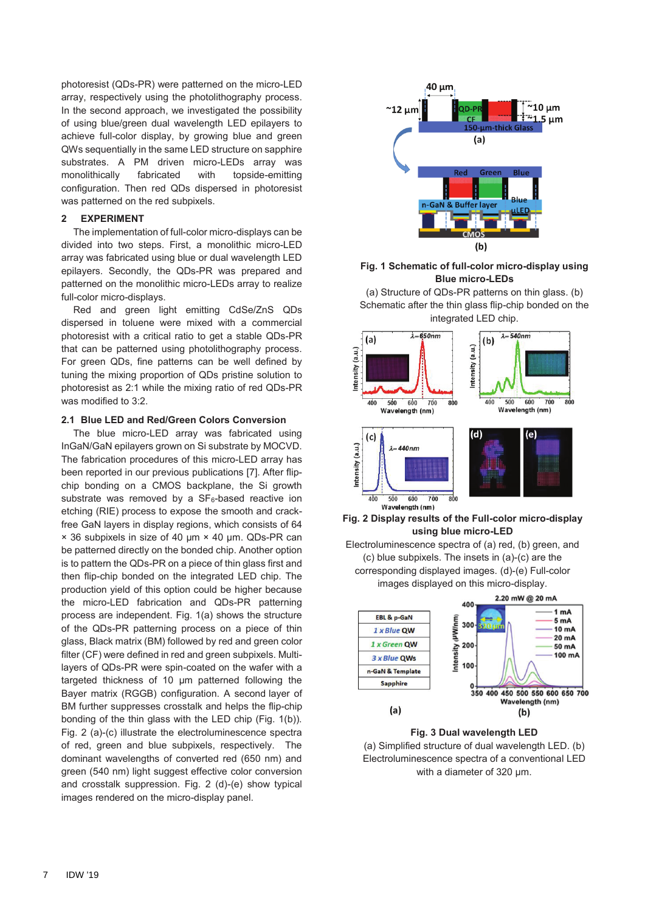photoresist (QDs-PR) were patterned on the micro-LED array, respectively using the photolithography process. In the second approach, we investigated the possibility of using blue/green dual wavelength LED epilayers to achieve full-color display, by growing blue and green QWs sequentially in the same LED structure on sapphire substrates. A PM driven micro-LEDs array was monolithically fabricated with topside-emitting configuration. Then red QDs dispersed in photoresist was patterned on the red subpixels.

## 2 EXPERIMENT

The implementation of full-color micro-displays can be divided into two steps. First, a monolithic micro-LED array was fabricated using blue or dual wavelength LED epilayers. Secondly, the QDs-PR was prepared and patterned on the monolithic micro-LEDs array to realize full-color micro-displays.

Red and green light emitting CdSe/ZnS QDs dispersed in toluene were mixed with a commercial photoresist with a critical ratio to get a stable QDs-PR that can be patterned using photolithography process. For green QDs, fine patterns can be well defined by tuning the mixing proportion of QDs pristine solution to photoresist as 2:1 while the mixing ratio of red QDs-PR was modified to 3:2.

### 2.1 Blue LED and Red/Green Colors Conversion

The blue micro-LED array was fabricated using InGaN/GaN epilayers grown on Si substrate by MOCVD. The fabrication procedures of this micro-LED array has been reported in our previous publications [7]. After flip-chip bonding on a CMOS backplane, the Si growth substrate was removed by a $SF_6$-based reactive ion etching (RIE) process to expose the smooth and crack-free GaN layers in display regions, which consists of 64 × 36 subpixels in size of 40 µm × 40 µm. QDs-PR can be patterned directly on the bonded chip. Another option is to pattern the QDs-PR on a piece of thin glass first and then flip-chip bonded on the integrated LED chip. The production yield of this option could be higher because the micro-LED fabrication and QDs-PR patterning process are independent. Fig. 1(a) shows the structure of the QDs-PR patterning process on a piece of thin glass, Black matrix (BM) followed by red and green color filter (CF) were defined in red and green subpixels. Multi-layers of QDs-PR were spin-coated on the wafer with a targeted thickness of 10 µm patterned following the Bayer matrix (RGGB) configuration. A second layer of BM further suppresses crosstalk and helps the flip-chip bonding of the thin glass with the LED chip (Fig. 1(b)). Fig. 2 (a)-(c) illustrate the electroluminescence spectra of red, green and blue subpixels, respectively. The dominant wavelengths of converted red (650 nm) and green (540 nm) light suggest effective color conversion and crosstalk suppression. Fig. 2 (d)-(e) show typical images rendered on the micro-display panel.

**Fig. 1 Schematic of full-color micro-display using Blue micro-LEDs**

(a) Structure of QDs-PR patterns on thin glass. (b) Schematic after the thin glass flip-chip bonded on the integrated LED chip.

**Fig. 2 Display results of the Full-color micro-display using blue micro-LED**

Electroluminescence spectra of (a) red, (b) green, and (c) blue subpixels. The insets in (a)-(c) are the corresponding displayed images. (d)-(e) Full-color images displayed on this micro-display.

**Fig. 3 Dual wavelength LED**

(a) Simplified structure of dual wavelength LED. (b) Electroluminescence spectra of a conventional LED with a diameter of 320 µm.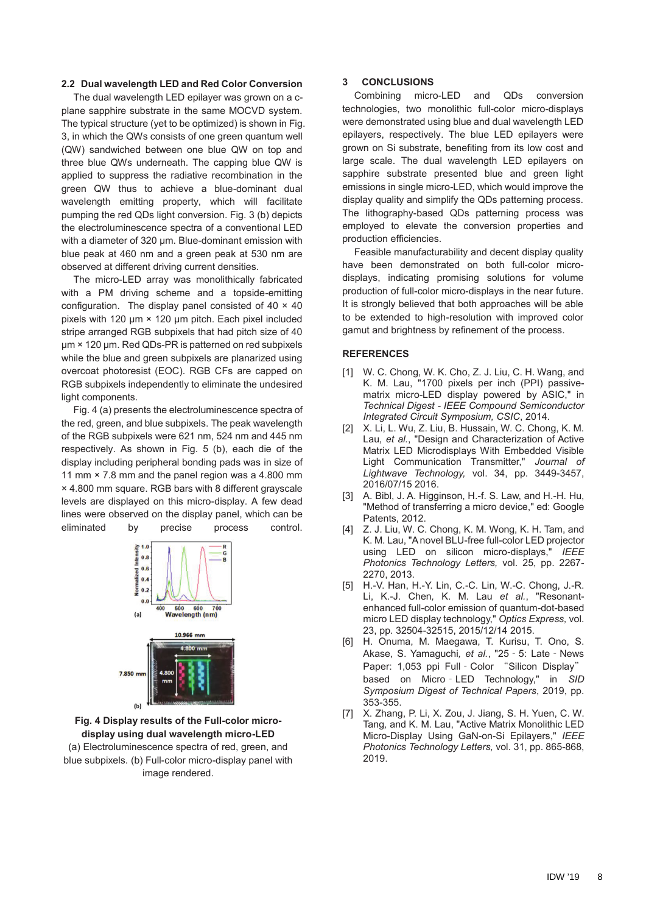### 2.2 Dual wavelength LED and Red Color Conversion

The dual wavelength LED epilayer was grown on a c-plane sapphire substrate in the same MOCVD system. The typical structure (yet to be optimized) is shown in Fig. 3, in which the QWs consists of one green quantum well (QW) sandwiched between one blue QW on top and three blue QWs underneath. The capping blue QW is applied to suppress the radiative recombination in the green QW thus to achieve a blue-dominant dual wavelength emitting property, which will facilitate pumping the red QDs light conversion. Fig. 3 (b) depicts the electroluminescence spectra of a conventional LED with a diameter of 320 µm. Blue-dominant emission with blue peak at 460 nm and a green peak at 530 nm are observed at different driving current densities.

The micro-LED array was monolithically fabricated with a PM driving scheme and a topside-emitting configuration. The display panel consisted of 40 × 40 pixels with 120 µm × 120 µm pitch. Each pixel included stripe arranged RGB subpixels that had pitch size of 40 µm × 120 µm. Red QDs-PR is patterned on red subpixels while the blue and green subpixels are planarized using overcoat photoresist (EOC). RGB CFs are capped on RGB subpixels independently to eliminate the undesired light components.

Fig. 4 (a) presents the electroluminescence spectra of the red, green, and blue subpixels. The peak wavelength of the RGB subpixels were 621 nm, 524 nm and 445 nm respectively. As shown in Fig. 5 (b), each die of the display including peripheral bonding pads was in size of 11 mm × 7.8 mm and the panel region was a 4.800 mm × 4.800 mm square. RGB bars with 8 different grayscale levels are displayed on this micro-display. A few dead lines were observed on the display panel, which can be eliminated by precise process control.

Normalized Intensity
1.0
0.8
0.6
0.4
0.2
0.0
400 500 600 700
Wavelength (nm)
R
G
B
(a)

10.966 mm
4.800 mm
7.850 mm
4.800 mm
(b)

**Fig. 4 Display results of the Full-color micro-display using dual wavelength micro-LED**
(a) Electroluminescence spectra of red, green, and blue subpixels. (b) Full-color micro-display panel with image rendered.

## 3 CONCLUSIONS

Combining micro-LED and QDs conversion technologies, two monolithic full-color micro-displays were demonstrated using blue and dual wavelength LED epilayers, respectively. The blue LED epilayers were grown on Si substrate, benefiting from its low cost and large scale. The dual wavelength LED epilayers on sapphire substrate presented blue and green light emissions in single micro-LED, which would improve the display quality and simplify the QDs patterning process. The lithography-based QDs patterning process was employed to elevate the conversion properties and production efficiencies.

Feasible manufacturability and decent display quality have been demonstrated on both full-color micro-displays, indicating promising solutions for volume production of full-color micro-displays in the near future. It is strongly believed that both approaches will be able to be extended to high-resolution with improved color gamut and brightness by refinement of the process.

## REFERENCES

[1] W. C. Chong, W. K. Cho, Z. J. Liu, C. H. Wang, and K. M. Lau, "1700 pixels per inch (PPI) passive-matrix micro-LED display powered by ASIC," in *Technical Digest - IEEE Compound Semiconductor Integrated Circuit Symposium, CSIC*, 2014.

[2] X. Li, L. Wu, Z. Liu, B. Hussain, W. C. Chong, K. M. Lau, *et al.*, "Design and Characterization of Active Matrix LED Microdisplays With Embedded Visible Light Communication Transmitter," *Journal of Lightwave Technology,* vol. 34, pp. 3449-3457, 2016/07/15 2016.

[3] A. Bibl, J. A. Higginson, H.-f. S. Law, and H.-H. Hu, "Method of transferring a micro device," ed: Google Patents, 2012.

[4] Z. J. Liu, W. C. Chong, K. M. Wong, K. H. Tam, and K. M. Lau, "A novel BLU-free full-color LED projector using LED on silicon micro-displays," *IEEE Photonics Technology Letters,* vol. 25, pp. 2267-2270, 2013.

[5] H.-V. Han, H.-Y. Lin, C.-C. Lin, W.-C. Chong, J.-R. Li, K.-J. Chen, K. M. Lau *et al.*, "Resonant-enhanced full-color emission of quantum-dot-based micro LED display technology," *Optics Express,* vol. 23, pp. 32504-32515, 2015/12/14 2015.

[6] H. Onuma, M. Maegawa, T. Kurisu, T. Ono, S. Akase, S. Yamaguchi, *et al.*, "25‐5: Late‐News Paper: 1,053 ppi Full‐Color "Silicon Display" based on Micro‐LED Technology," in *SID Symposium Digest of Technical Papers*, 2019, pp. 353-355.

[7] X. Zhang, P. Li, X. Zou, J. Jiang, S. H. Yuen, C. W. Tang, and K. M. Lau, "Active Matrix Monolithic LED Micro-Display Using GaN-on-Si Epilayers," *IEEE Photonics Technology Letters,* vol. 31, pp. 865-868, 2019.